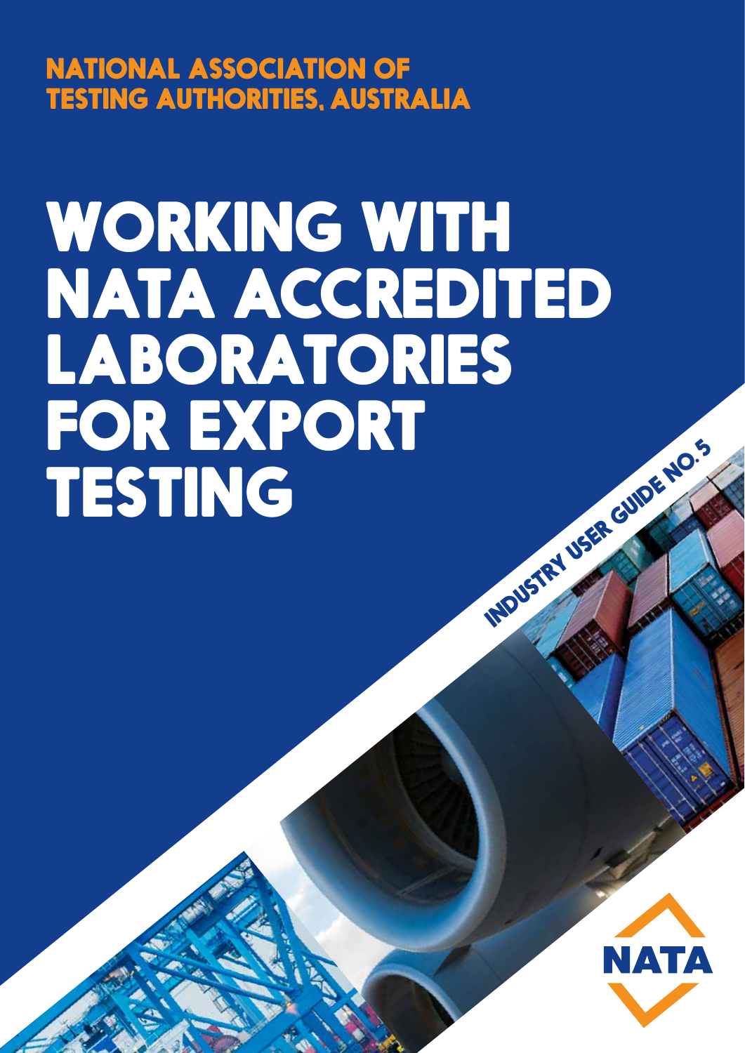NATIONAL ASSOCIATION OF TESTING AUTHORITIES, AUSTRALIA

# WORKING WITH NATA ACCREDITED LABORATORIES FOR EXPORT TESTING

INDUSTRY USER GUIDE NO.5

NATA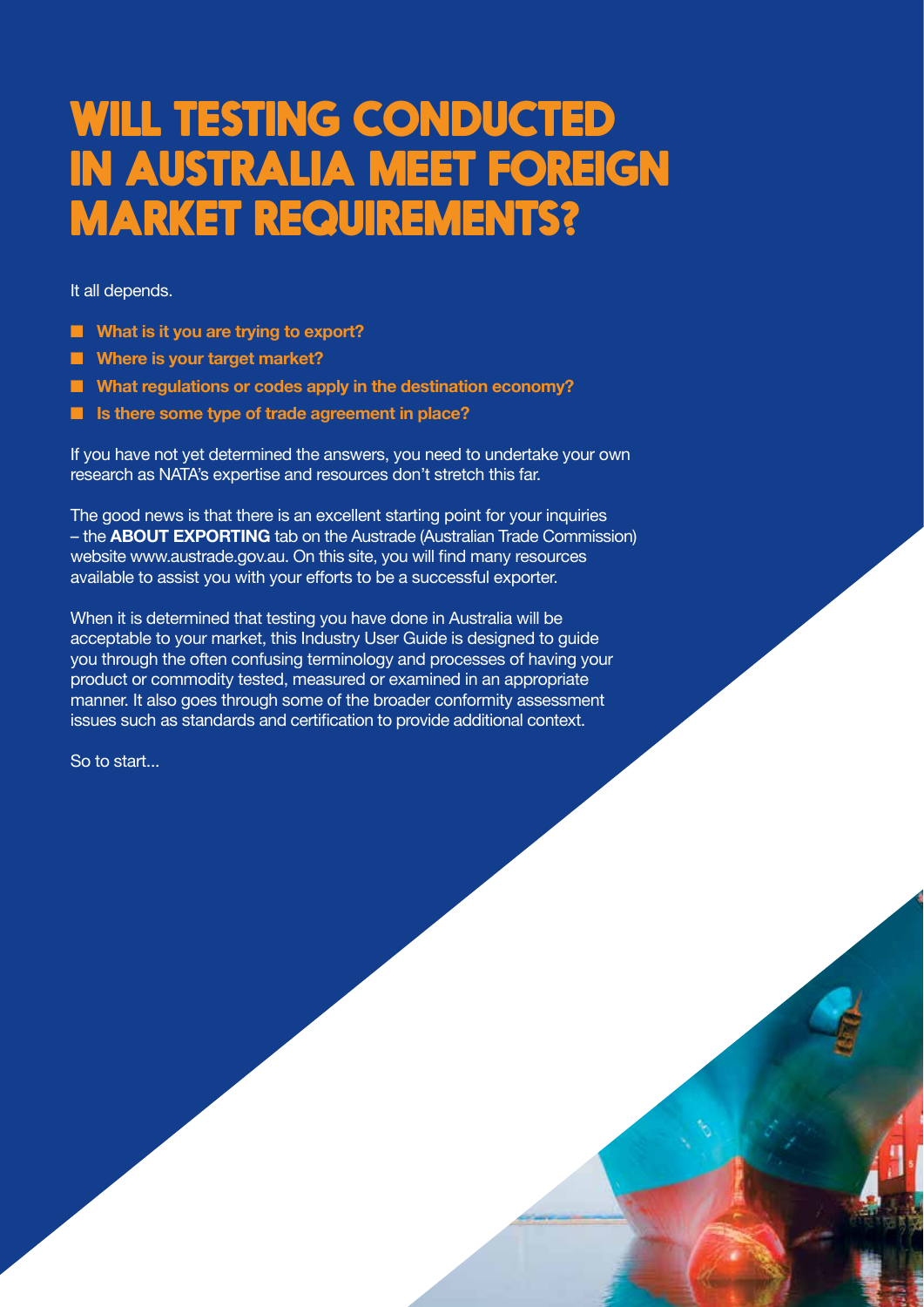# WILL TESTING CONDUCTED IN AUSTRALIA MEET FOREIGN MARKET REQUIREMENTS?

It all depends.

- **What is it you are trying to export?**
- **Where is your target market?**
- **What regulations or codes apply in the destination economy?**
- **Is there some type of trade agreement in place?**

If you have not yet determined the answers, you need to undertake your own research as NATA's expertise and resources don't stretch this far.

The good news is that there is an excellent starting point for your inquiries – the **ABOUT EXPORTING** tab on the Austrade (Australian Trade Commission) website www.austrade.gov.au. On this site, you will find many resources available to assist you with your efforts to be a successful exporter.

When it is determined that testing you have done in Australia will be acceptable to your market, this Industry User Guide is designed to guide you through the often confusing terminology and processes of having your product or commodity tested, measured or examined in an appropriate manner. It also goes through some of the broader conformity assessment issues such as standards and certification to provide additional context.

So to start...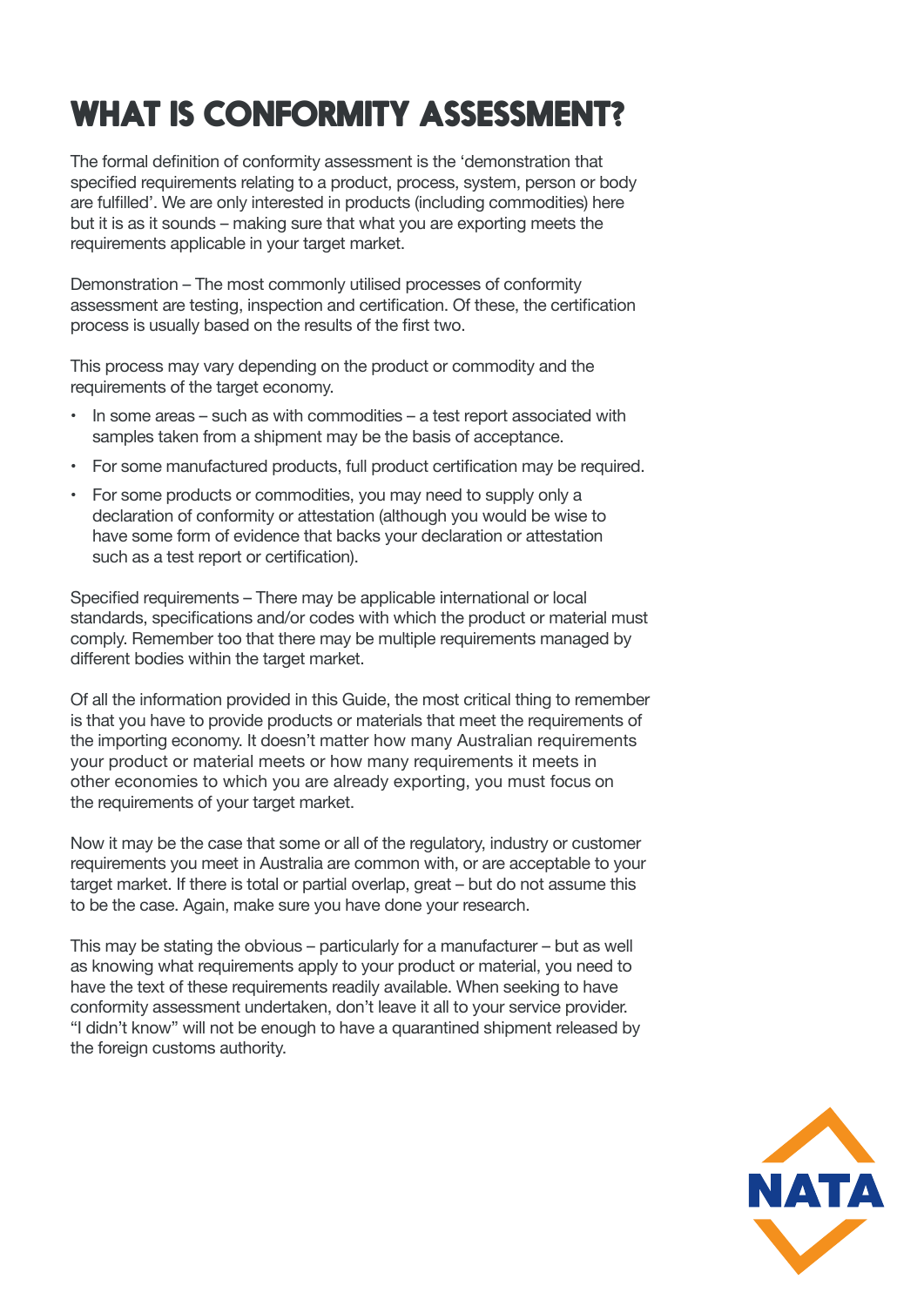# WHAT IS CONFORMITY ASSESSMENT?

The formal definition of conformity assessment is the 'demonstration that specified requirements relating to a product, process, system, person or body are fulfilled'. We are only interested in products (including commodities) here but it is as it sounds – making sure that what you are exporting meets the requirements applicable in your target market.

Demonstration – The most commonly utilised processes of conformity assessment are testing, inspection and certification. Of these, the certification process is usually based on the results of the first two.

This process may vary depending on the product or commodity and the requirements of the target economy.

- In some areas – such as with commodities – a test report associated with samples taken from a shipment may be the basis of acceptance.
- For some manufactured products, full product certification may be required.
- For some products or commodities, you may need to supply only a declaration of conformity or attestation (although you would be wise to have some form of evidence that backs your declaration or attestation such as a test report or certification).

Specified requirements – There may be applicable international or local standards, specifications and/or codes with which the product or material must comply. Remember too that there may be multiple requirements managed by different bodies within the target market.

Of all the information provided in this Guide, the most critical thing to remember is that you have to provide products or materials that meet the requirements of the importing economy. It doesn't matter how many Australian requirements your product or material meets or how many requirements it meets in other economies to which you are already exporting, you must focus on the requirements of your target market.

Now it may be the case that some or all of the regulatory, industry or customer requirements you meet in Australia are common with, or are acceptable to your target market. If there is total or partial overlap, great – but do not assume this to be the case. Again, make sure you have done your research.

This may be stating the obvious – particularly for a manufacturer – but as well as knowing what requirements apply to your product or material, you need to have the text of these requirements readily available. When seeking to have conformity assessment undertaken, don't leave it all to your service provider. "I didn't know" will not be enough to have a quarantined shipment released by the foreign customs authority.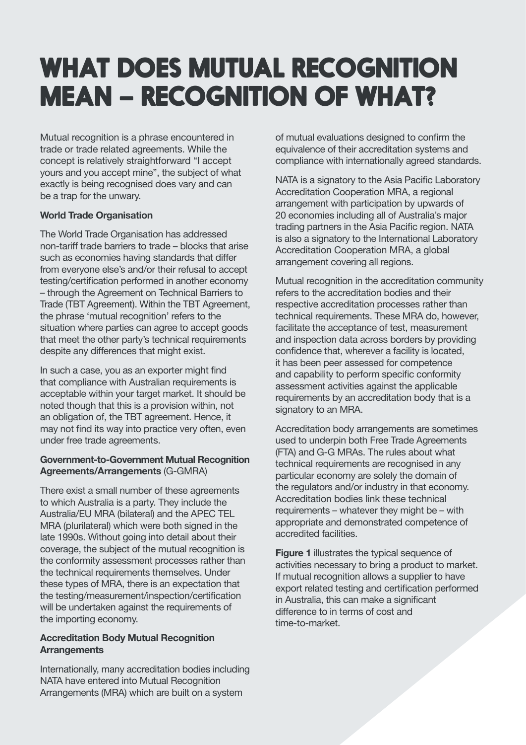# WHAT DOES MUTUAL RECOGNITION MEAN – RECOGNITION OF WHAT?

Mutual recognition is a phrase encountered in trade or trade related agreements. While the concept is relatively straightforward "I accept yours and you accept mine", the subject of what exactly is being recognised does vary and can be a trap for the unwary.

**World Trade Organisation**

The World Trade Organisation has addressed non-tariff trade barriers to trade – blocks that arise such as economies having standards that differ from everyone else's and/or their refusal to accept testing/certification performed in another economy – through the Agreement on Technical Barriers to Trade (TBT Agreement). Within the TBT Agreement, the phrase 'mutual recognition' refers to the situation where parties can agree to accept goods that meet the other party's technical requirements despite any differences that might exist.

In such a case, you as an exporter might find that compliance with Australian requirements is acceptable within your target market. It should be noted though that this is a provision within, not an obligation of, the TBT agreement. Hence, it may not find its way into practice very often, even under free trade agreements.

**Government-to-Government Mutual Recognition Agreements/Arrangements** (G-GMRA)

There exist a small number of these agreements to which Australia is a party. They include the Australia/EU MRA (bilateral) and the APEC TEL MRA (plurilateral) which were both signed in the late 1990s. Without going into detail about their coverage, the subject of the mutual recognition is the conformity assessment processes rather than the technical requirements themselves. Under these types of MRA, there is an expectation that the testing/measurement/inspection/certification will be undertaken against the requirements of the importing economy.

**Accreditation Body Mutual Recognition Arrangements**

Internationally, many accreditation bodies including NATA have entered into Mutual Recognition Arrangements (MRA) which are built on a system of mutual evaluations designed to confirm the equivalence of their accreditation systems and compliance with internationally agreed standards.

NATA is a signatory to the Asia Pacific Laboratory Accreditation Cooperation MRA, a regional arrangement with participation by upwards of 20 economies including all of Australia's major trading partners in the Asia Pacific region. NATA is also a signatory to the International Laboratory Accreditation Cooperation MRA, a global arrangement covering all regions.

Mutual recognition in the accreditation community refers to the accreditation bodies and their respective accreditation processes rather than technical requirements. These MRA do, however, facilitate the acceptance of test, measurement and inspection data across borders by providing confidence that, wherever a facility is located, it has been peer assessed for competence and capability to perform specific conformity assessment activities against the applicable requirements by an accreditation body that is a signatory to an MRA.

Accreditation body arrangements are sometimes used to underpin both Free Trade Agreements (FTA) and G-G MRAs. The rules about what technical requirements are recognised in any particular economy are solely the domain of the regulators and/or industry in that economy. Accreditation bodies link these technical requirements – whatever they might be – with appropriate and demonstrated competence of accredited facilities.

**Figure 1** illustrates the typical sequence of activities necessary to bring a product to market. If mutual recognition allows a supplier to have export related testing and certification performed in Australia, this can make a significant difference to in terms of cost and time-to-market.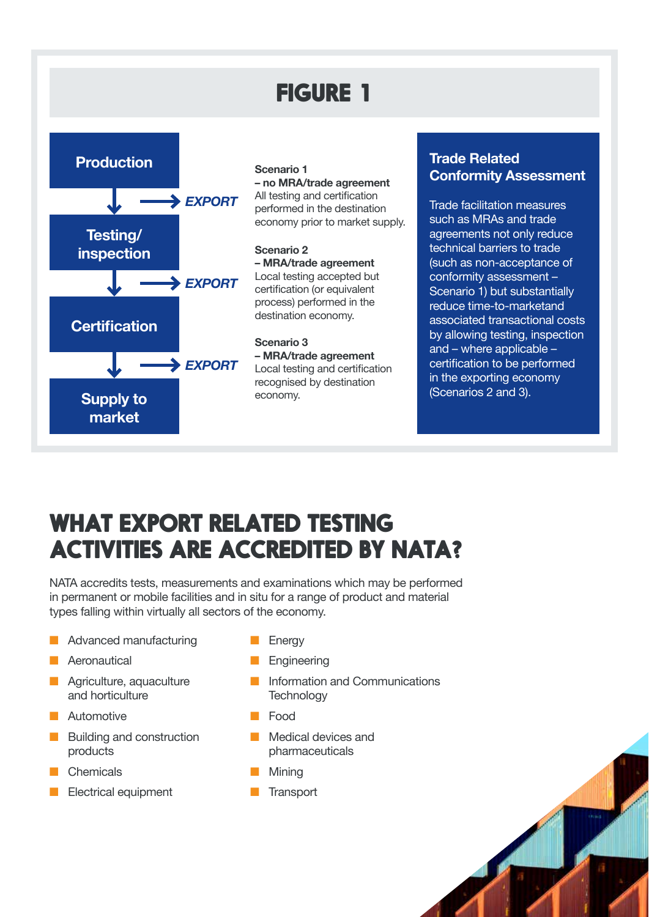## FIGURE 1

**Production** → EXPORT

**Testing/ inspection** → EXPORT

**Certification** → EXPORT

**Supply to market**

**Scenario 1**
**– no MRA/trade agreement**
All testing and certification performed in the destination economy prior to market supply.

**Scenario 2**
**– MRA/trade agreement**
Local testing accepted but certification (or equivalent process) performed in the destination economy.

**Scenario 3**
**– MRA/trade agreement**
Local testing and certification recognised by destination economy.

### Trade Related Conformity Assessment

Trade facilitation measures such as MRAs and trade agreements not only reduce technical barriers to trade (such as non-acceptance of conformity assessment – Scenario 1) but substantially reduce time-to-marketand associated transactional costs by allowing testing, inspection and – where applicable – certification to be performed in the exporting economy (Scenarios 2 and 3).

# WHAT EXPORT RELATED TESTING ACTIVITIES ARE ACCREDITED BY NATA?

NATA accredits tests, measurements and examinations which may be performed in permanent or mobile facilities and in situ for a range of product and material types falling within virtually all sectors of the economy.

- Advanced manufacturing
- Aeronautical
- Agriculture, aquaculture and horticulture
- Automotive
- Building and construction products
- Chemicals
- Electrical equipment
- Energy
- Engineering
- Information and Communications Technology
- Food
- Medical devices and pharmaceuticals
- Mining
- Transport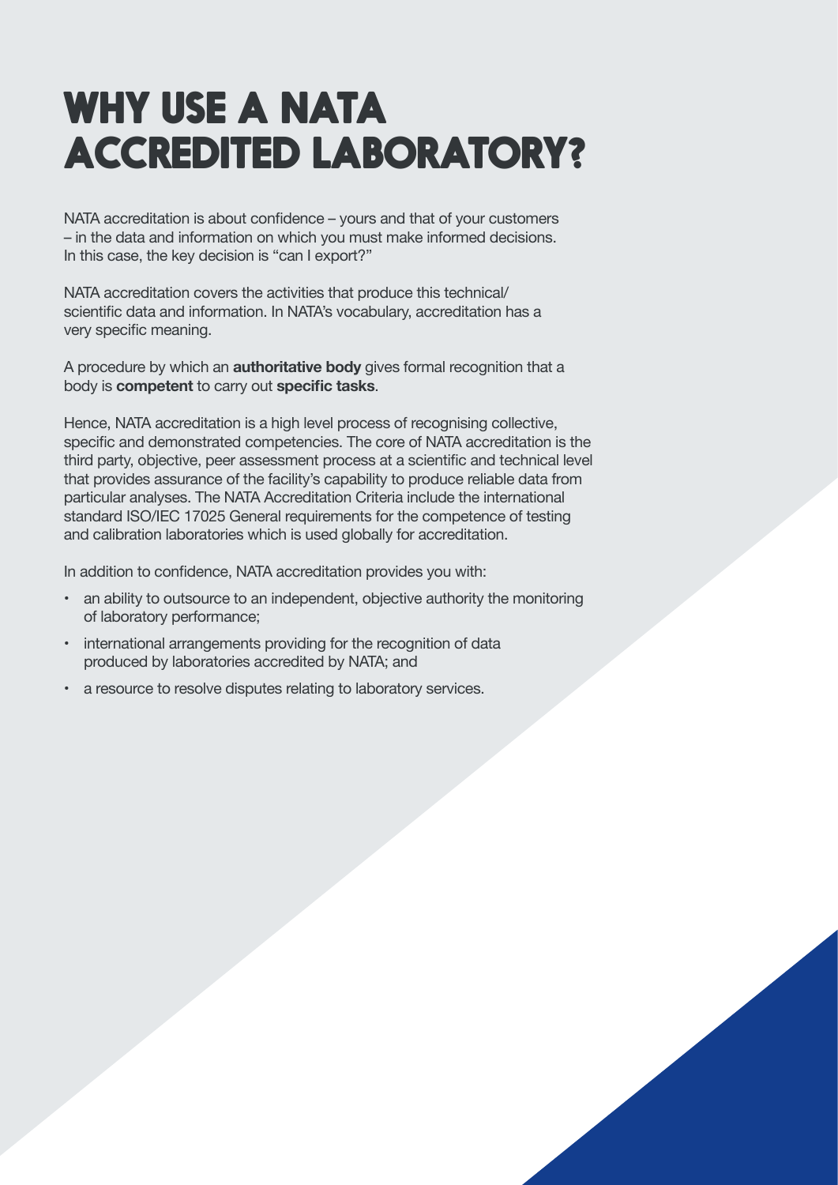# WHY USE A NATA ACCREDITED LABORATORY?

NATA accreditation is about confidence – yours and that of your customers – in the data and information on which you must make informed decisions. In this case, the key decision is "can I export?"

NATA accreditation covers the activities that produce this technical/scientific data and information. In NATA's vocabulary, accreditation has a very specific meaning.

A procedure by which an **authoritative body** gives formal recognition that a body is **competent** to carry out **specific tasks**.

Hence, NATA accreditation is a high level process of recognising collective, specific and demonstrated competencies. The core of NATA accreditation is the third party, objective, peer assessment process at a scientific and technical level that provides assurance of the facility's capability to produce reliable data from particular analyses. The NATA Accreditation Criteria include the international standard ISO/IEC 17025 General requirements for the competence of testing and calibration laboratories which is used globally for accreditation.

In addition to confidence, NATA accreditation provides you with:

- an ability to outsource to an independent, objective authority the monitoring of laboratory performance;
- international arrangements providing for the recognition of data produced by laboratories accredited by NATA; and
- a resource to resolve disputes relating to laboratory services.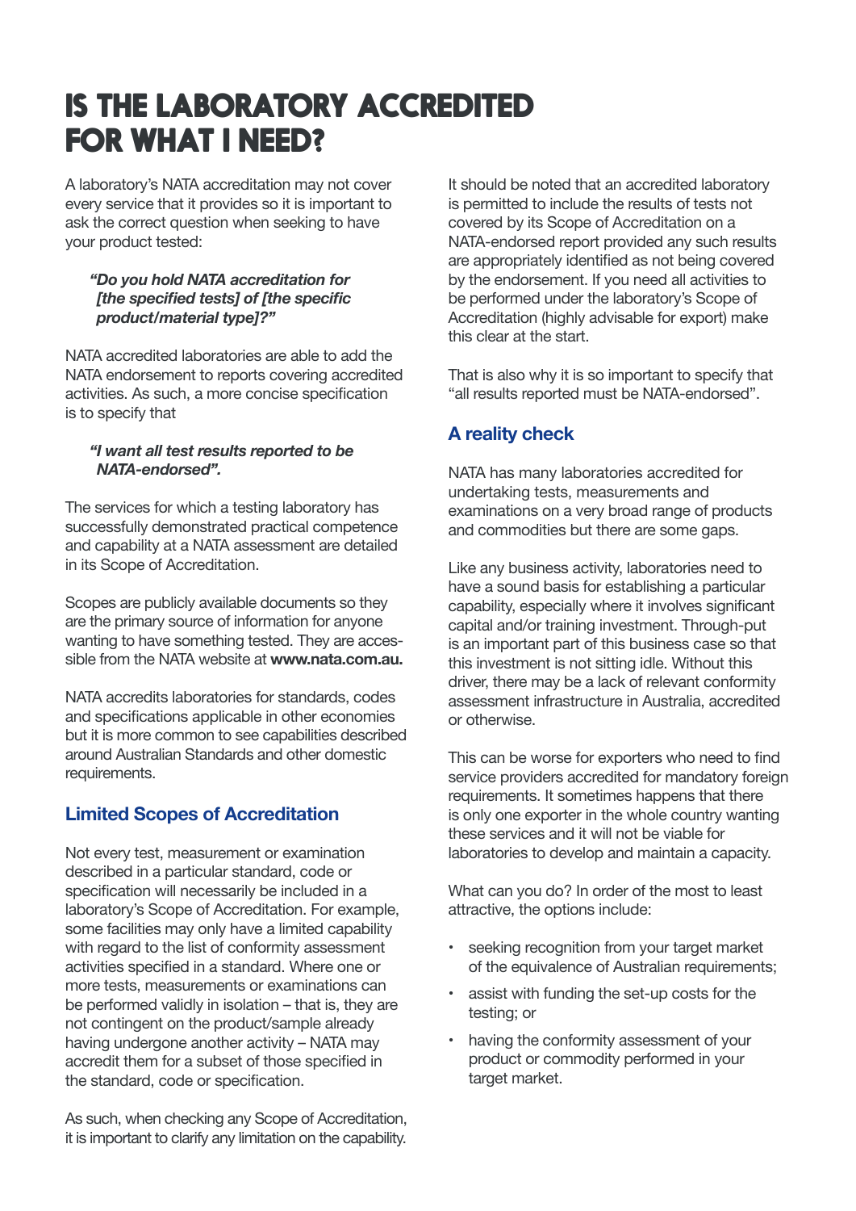# IS THE LABORATORY ACCREDITED FOR WHAT I NEED?

A laboratory's NATA accreditation may not cover every service that it provides so it is important to ask the correct question when seeking to have your product tested:

> ***"Do you hold NATA accreditation for [the specified tests] of [the specific product/material type]?"***

NATA accredited laboratories are able to add the NATA endorsement to reports covering accredited activities. As such, a more concise specification is to specify that

> ***"I want all test results reported to be NATA-endorsed".***

The services for which a testing laboratory has successfully demonstrated practical competence and capability at a NATA assessment are detailed in its Scope of Accreditation.

Scopes are publicly available documents so they are the primary source of information for anyone wanting to have something tested. They are accessible from the NATA website at **www.nata.com.au.**

NATA accredits laboratories for standards, codes and specifications applicable in other economies but it is more common to see capabilities described around Australian Standards and other domestic requirements.

## Limited Scopes of Accreditation

Not every test, measurement or examination described in a particular standard, code or specification will necessarily be included in a laboratory's Scope of Accreditation. For example, some facilities may only have a limited capability with regard to the list of conformity assessment activities specified in a standard. Where one or more tests, measurements or examinations can be performed validly in isolation – that is, they are not contingent on the product/sample already having undergone another activity – NATA may accredit them for a subset of those specified in the standard, code or specification.

As such, when checking any Scope of Accreditation, it is important to clarify any limitation on the capability.

It should be noted that an accredited laboratory is permitted to include the results of tests not covered by its Scope of Accreditation on a NATA-endorsed report provided any such results are appropriately identified as not being covered by the endorsement. If you need all activities to be performed under the laboratory's Scope of Accreditation (highly advisable for export) make this clear at the start.

That is also why it is so important to specify that "all results reported must be NATA-endorsed".

## A reality check

NATA has many laboratories accredited for undertaking tests, measurements and examinations on a very broad range of products and commodities but there are some gaps.

Like any business activity, laboratories need to have a sound basis for establishing a particular capability, especially where it involves significant capital and/or training investment. Through-put is an important part of this business case so that this investment is not sitting idle. Without this driver, there may be a lack of relevant conformity assessment infrastructure in Australia, accredited or otherwise.

This can be worse for exporters who need to find service providers accredited for mandatory foreign requirements. It sometimes happens that there is only one exporter in the whole country wanting these services and it will not be viable for laboratories to develop and maintain a capacity.

What can you do? In order of the most to least attractive, the options include:

- seeking recognition from your target market of the equivalence of Australian requirements;
- assist with funding the set-up costs for the testing; or
- having the conformity assessment of your product or commodity performed in your target market.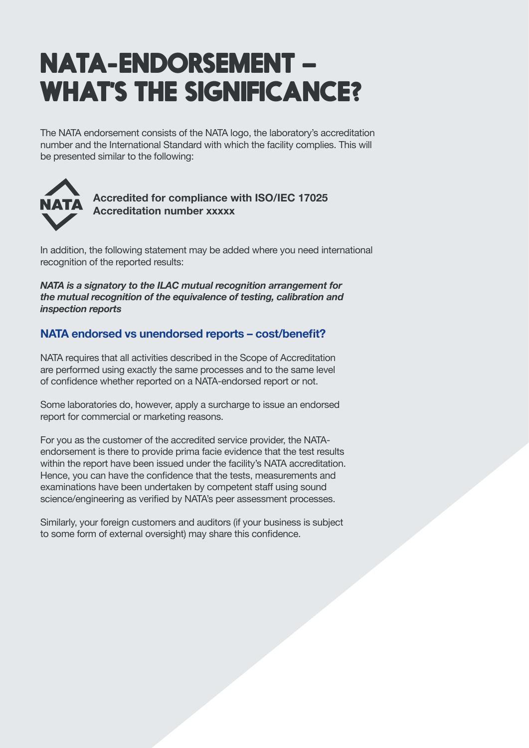# NATA-ENDORSEMENT – WHAT'S THE SIGNIFICANCE?

The NATA endorsement consists of the NATA logo, the laboratory's accreditation number and the International Standard with which the facility complies. This will be presented similar to the following:

NATA

**Accredited for compliance with ISO/IEC 17025**
**Accreditation number xxxxx**

In addition, the following statement may be added where you need international recognition of the reported results:

***NATA is a signatory to the ILAC mutual recognition arrangement for the mutual recognition of the equivalence of testing, calibration and inspection reports***

## NATA endorsed vs unendorsed reports – cost/benefit?

NATA requires that all activities described in the Scope of Accreditation are performed using exactly the same processes and to the same level of confidence whether reported on a NATA-endorsed report or not.

Some laboratories do, however, apply a surcharge to issue an endorsed report for commercial or marketing reasons.

For you as the customer of the accredited service provider, the NATA-endorsement is there to provide prima facie evidence that the test results within the report have been issued under the facility's NATA accreditation. Hence, you can have the confidence that the tests, measurements and examinations have been undertaken by competent staff using sound science/engineering as verified by NATA's peer assessment processes.

Similarly, your foreign customers and auditors (if your business is subject to some form of external oversight) may share this confidence.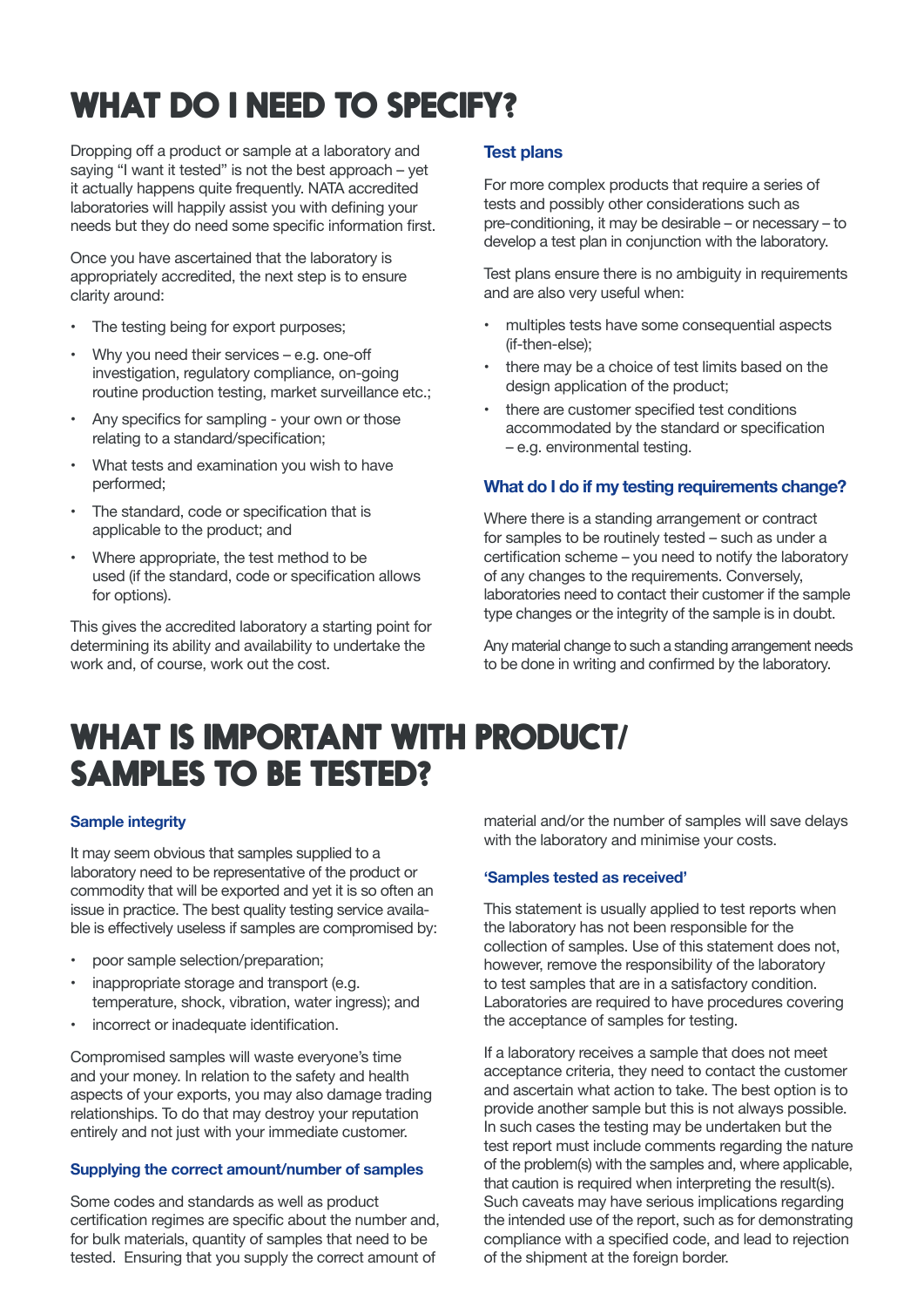# WHAT DO I NEED TO SPECIFY?

Dropping off a product or sample at a laboratory and saying "I want it tested" is not the best approach – yet it actually happens quite frequently. NATA accredited laboratories will happily assist you with defining your needs but they do need some specific information first.

Once you have ascertained that the laboratory is appropriately accredited, the next step is to ensure clarity around:

- The testing being for export purposes;
- Why you need their services – e.g. one-off investigation, regulatory compliance, on-going routine production testing, market surveillance etc.;
- Any specifics for sampling - your own or those relating to a standard/specification;
- What tests and examination you wish to have performed;
- The standard, code or specification that is applicable to the product; and
- Where appropriate, the test method to be used (if the standard, code or specification allows for options).

This gives the accredited laboratory a starting point for determining its ability and availability to undertake the work and, of course, work out the cost.

### Test plans

For more complex products that require a series of tests and possibly other considerations such as pre-conditioning, it may be desirable – or necessary – to develop a test plan in conjunction with the laboratory.

Test plans ensure there is no ambiguity in requirements and are also very useful when:

- multiples tests have some consequential aspects (if-then-else);
- there may be a choice of test limits based on the design application of the product;
- there are customer specified test conditions accommodated by the standard or specification – e.g. environmental testing.

### What do I do if my testing requirements change?

Where there is a standing arrangement or contract for samples to be routinely tested – such as under a certification scheme – you need to notify the laboratory of any changes to the requirements. Conversely, laboratories need to contact their customer if the sample type changes or the integrity of the sample is in doubt.

Any material change to such a standing arrangement needs to be done in writing and confirmed by the laboratory.

# WHAT IS IMPORTANT WITH PRODUCT/ SAMPLES TO BE TESTED?

### Sample integrity

It may seem obvious that samples supplied to a laboratory need to be representative of the product or commodity that will be exported and yet it is so often an issue in practice. The best quality testing service available is effectively useless if samples are compromised by:

- poor sample selection/preparation;
- inappropriate storage and transport (e.g. temperature, shock, vibration, water ingress); and
- incorrect or inadequate identification.

Compromised samples will waste everyone's time and your money. In relation to the safety and health aspects of your exports, you may also damage trading relationships. To do that may destroy your reputation entirely and not just with your immediate customer.

### Supplying the correct amount/number of samples

Some codes and standards as well as product certification regimes are specific about the number and, for bulk materials, quantity of samples that need to be tested. Ensuring that you supply the correct amount of material and/or the number of samples will save delays with the laboratory and minimise your costs.

### 'Samples tested as received'

This statement is usually applied to test reports when the laboratory has not been responsible for the collection of samples. Use of this statement does not, however, remove the responsibility of the laboratory to test samples that are in a satisfactory condition. Laboratories are required to have procedures covering the acceptance of samples for testing.

If a laboratory receives a sample that does not meet acceptance criteria, they need to contact the customer and ascertain what action to take. The best option is to provide another sample but this is not always possible. In such cases the testing may be undertaken but the test report must include comments regarding the nature of the problem(s) with the samples and, where applicable, that caution is required when interpreting the result(s). Such caveats may have serious implications regarding the intended use of the report, such as for demonstrating compliance with a specified code, and lead to rejection of the shipment at the foreign border.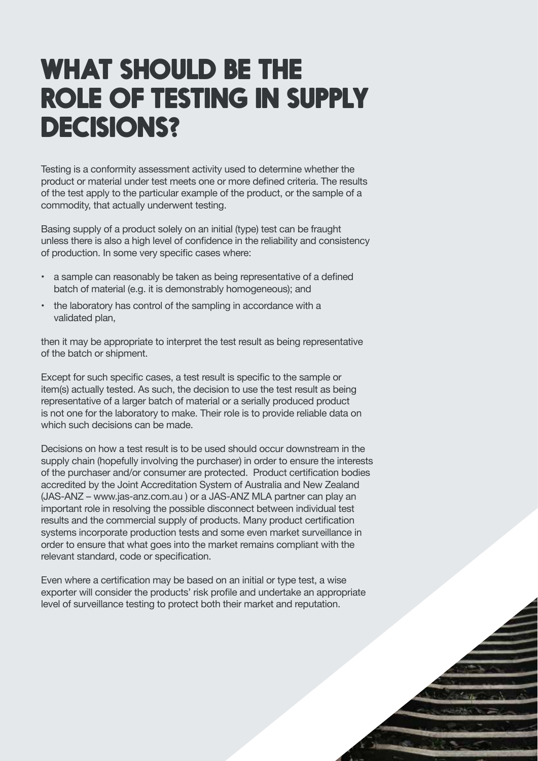# WHAT SHOULD BE THE ROLE OF TESTING IN SUPPLY DECISIONS?

Testing is a conformity assessment activity used to determine whether the product or material under test meets one or more defined criteria. The results of the test apply to the particular example of the product, or the sample of a commodity, that actually underwent testing.

Basing supply of a product solely on an initial (type) test can be fraught unless there is also a high level of confidence in the reliability and consistency of production. In some very specific cases where:

- a sample can reasonably be taken as being representative of a defined batch of material (e.g. it is demonstrably homogeneous); and
- the laboratory has control of the sampling in accordance with a validated plan,

then it may be appropriate to interpret the test result as being representative of the batch or shipment.

Except for such specific cases, a test result is specific to the sample or item(s) actually tested. As such, the decision to use the test result as being representative of a larger batch of material or a serially produced product is not one for the laboratory to make. Their role is to provide reliable data on which such decisions can be made.

Decisions on how a test result is to be used should occur downstream in the supply chain (hopefully involving the purchaser) in order to ensure the interests of the purchaser and/or consumer are protected. Product certification bodies accredited by the Joint Accreditation System of Australia and New Zealand (JAS-ANZ – www.jas-anz.com.au ) or a JAS-ANZ MLA partner can play an important role in resolving the possible disconnect between individual test results and the commercial supply of products. Many product certification systems incorporate production tests and some even market surveillance in order to ensure that what goes into the market remains compliant with the relevant standard, code or specification.

Even where a certification may be based on an initial or type test, a wise exporter will consider the products' risk profile and undertake an appropriate level of surveillance testing to protect both their market and reputation.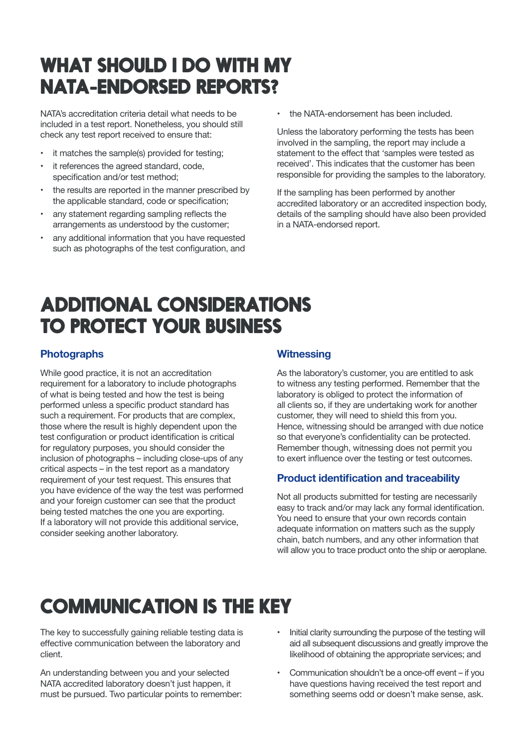# WHAT SHOULD I DO WITH MY NATA-ENDORSED REPORTS?

NATA's accreditation criteria detail what needs to be included in a test report. Nonetheless, you should still check any test report received to ensure that:

- it matches the sample(s) provided for testing;
- it references the agreed standard, code, specification and/or test method;
- the results are reported in the manner prescribed by the applicable standard, code or specification;
- any statement regarding sampling reflects the arrangements as understood by the customer;
- any additional information that you have requested such as photographs of the test configuration, and
- the NATA-endorsement has been included.

Unless the laboratory performing the tests has been involved in the sampling, the report may include a statement to the effect that 'samples were tested as received'. This indicates that the customer has been responsible for providing the samples to the laboratory.

If the sampling has been performed by another accredited laboratory or an accredited inspection body, details of the sampling should have also been provided in a NATA-endorsed report.

# ADDITIONAL CONSIDERATIONS TO PROTECT YOUR BUSINESS

### Photographs

While good practice, it is not an accreditation requirement for a laboratory to include photographs of what is being tested and how the test is being performed unless a specific product standard has such a requirement. For products that are complex, those where the result is highly dependent upon the test configuration or product identification is critical for regulatory purposes, you should consider the inclusion of photographs – including close-ups of any critical aspects – in the test report as a mandatory requirement of your test request. This ensures that you have evidence of the way the test was performed and your foreign customer can see that the product being tested matches the one you are exporting. If a laboratory will not provide this additional service, consider seeking another laboratory.

### Witnessing

As the laboratory's customer, you are entitled to ask to witness any testing performed. Remember that the laboratory is obliged to protect the information of all clients so, if they are undertaking work for another customer, they will need to shield this from you. Hence, witnessing should be arranged with due notice so that everyone's confidentiality can be protected. Remember though, witnessing does not permit you to exert influence over the testing or test outcomes.

### Product identification and traceability

Not all products submitted for testing are necessarily easy to track and/or may lack any formal identification. You need to ensure that your own records contain adequate information on matters such as the supply chain, batch numbers, and any other information that will allow you to trace product onto the ship or aeroplane.

# COMMUNICATION IS THE KEY

The key to successfully gaining reliable testing data is effective communication between the laboratory and client.

An understanding between you and your selected NATA accredited laboratory doesn't just happen, it must be pursued. Two particular points to remember:

- Initial clarity surrounding the purpose of the testing will aid all subsequent discussions and greatly improve the likelihood of obtaining the appropriate services; and
- Communication shouldn't be a once-off event – if you have questions having received the test report and something seems odd or doesn't make sense, ask.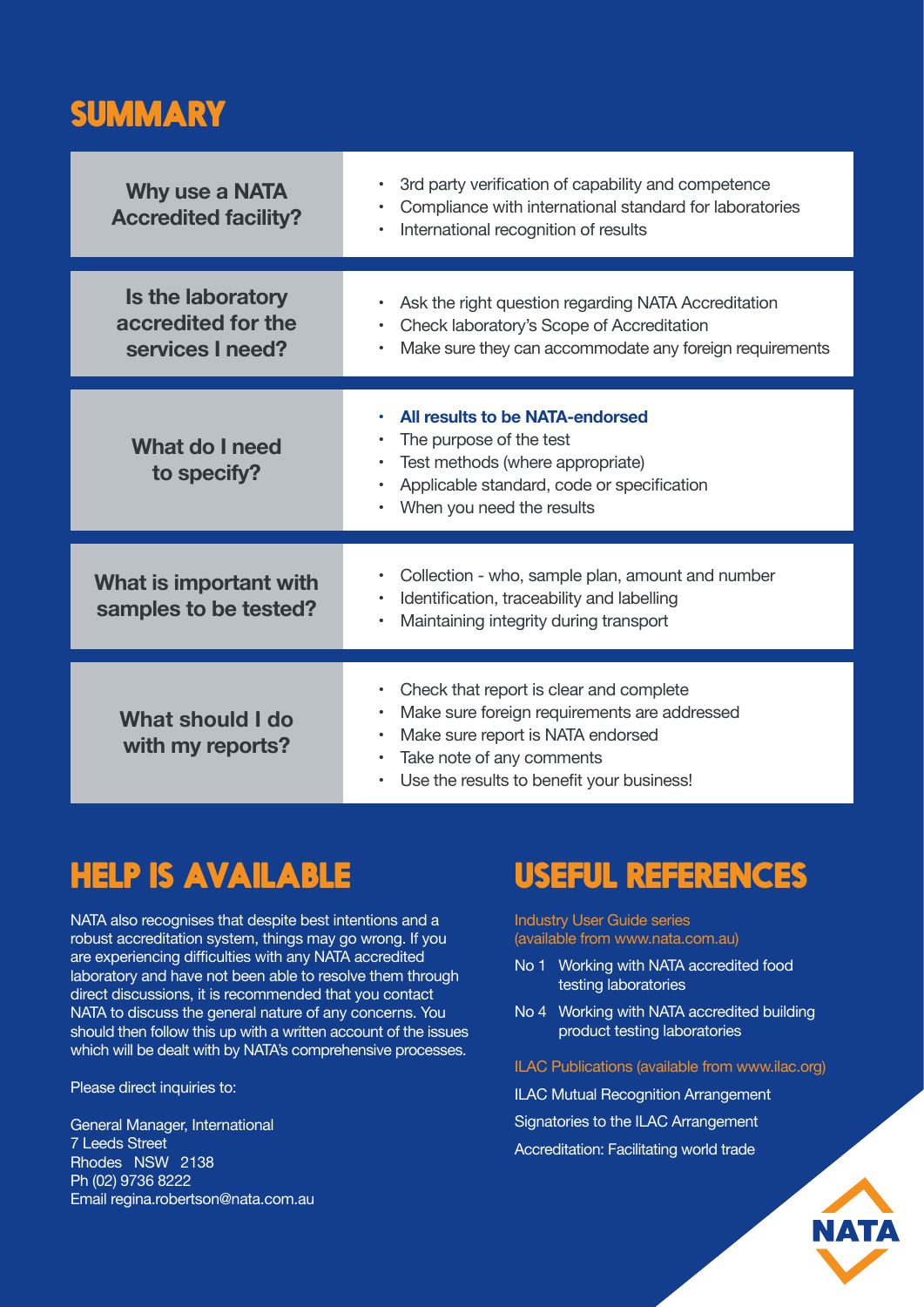# SUMMARY

| | |
|---|---|
| **Why use a NATA Accredited facility?** | • 3rd party verification of capability and competence<br>• Compliance with international standard for laboratories<br>• International recognition of results |
| **Is the laboratory accredited for the services I need?** | • Ask the right question regarding NATA Accreditation<br>• Check laboratory's Scope of Accreditation<br>• Make sure they can accommodate any foreign requirements |
| **What do I need to specify?** | • **All results to be NATA-endorsed**<br>• The purpose of the test<br>• Test methods (where appropriate)<br>• Applicable standard, code or specification<br>• When you need the results |
| **What is important with samples to be tested?** | • Collection - who, sample plan, amount and number<br>• Identification, traceability and labelling<br>• Maintaining integrity during transport |
| **What should I do with my reports?** | • Check that report is clear and complete<br>• Make sure foreign requirements are addressed<br>• Make sure report is NATA endorsed<br>• Take note of any comments<br>• Use the results to benefit your business! |

# HELP IS AVAILABLE

NATA also recognises that despite best intentions and a robust accreditation system, things may go wrong. If you are experiencing difficulties with any NATA accredited laboratory and have not been able to resolve them through direct discussions, it is recommended that you contact NATA to discuss the general nature of any concerns. You should then follow this up with a written account of the issues which will be dealt with by NATA's comprehensive processes.

Please direct inquiries to:

General Manager, International
7 Leeds Street
Rhodes NSW 2138
Ph (02) 9736 8222
Email regina.robertson@nata.com.au

# USEFUL REFERENCES

Industry User Guide series
(available from www.nata.com.au)

No 1 Working with NATA accredited food testing laboratories

No 4 Working with NATA accredited building product testing laboratories

ILAC Publications (available from www.ilac.org)

ILAC Mutual Recognition Arrangement

Signatories to the ILAC Arrangement

Accreditation: Facilitating world trade

NATA